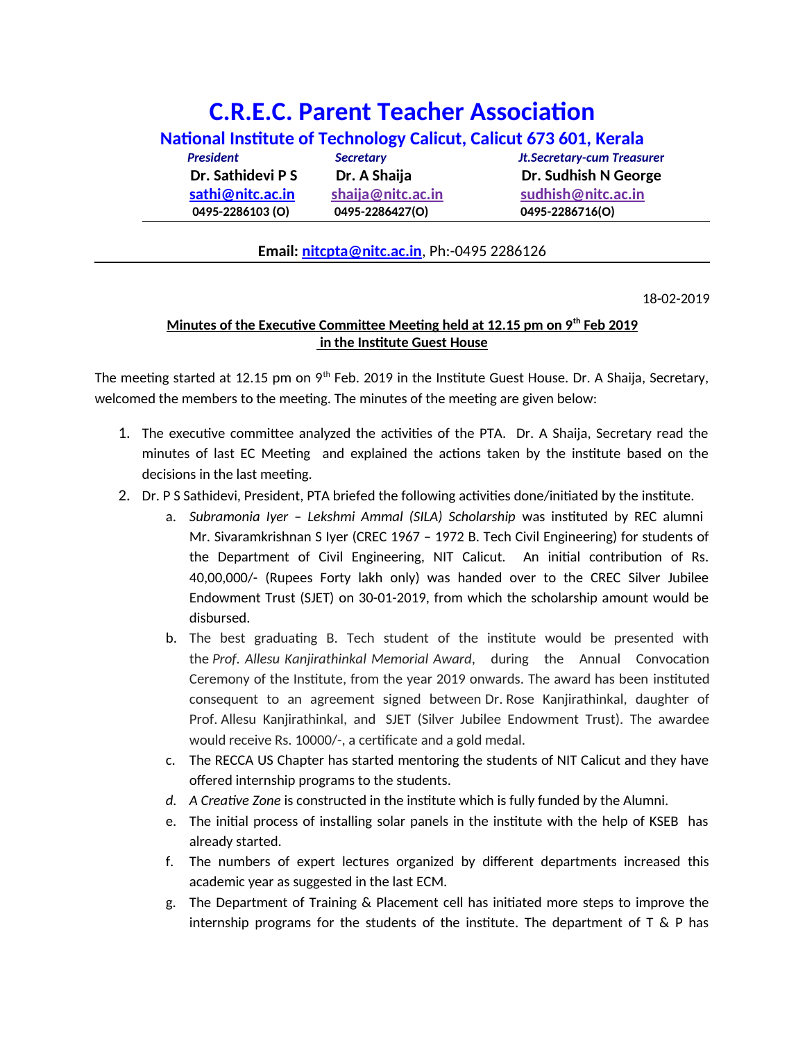# C.R.E.C. Parent Teacher Association

## National Institute of Technology Calicut, Calicut 673 601, Kerala

| *President* | *Secretary* | *Jt.Secretary-cum Treasurer* |
|---|---|---|
| **Dr. Sathidevi P S** | **Dr. A Shaija** | **Dr. Sudhish N George** |
| **sathi@nitc.ac.in** | **shaija@nitc.ac.in** | **sudhish@nitc.ac.in** |
| **0495-2286103 (O)** | **0495-2286427(O)** | **0495-2286716(O)** |

**Email: nitcpta@nitc.ac.in**, Ph:-0495 2286126

18-02-2019

**Minutes of the Executive Committee Meeting held at 12.15 pm on 9$^{th}$ Feb 2019 in the Institute Guest House**

The meeting started at 12.15 pm on 9$^{th}$ Feb. 2019 in the Institute Guest House. Dr. A Shaija, Secretary, welcomed the members to the meeting. The minutes of the meeting are given below:

1. The executive committee analyzed the activities of the PTA. Dr. A Shaija, Secretary read the minutes of last EC Meeting and explained the actions taken by the institute based on the decisions in the last meeting.
2. Dr. P S Sathidevi, President, PTA briefed the following activities done/initiated by the institute.
    a. *Subramonia Iyer – Lekshmi Ammal (SILA) Scholarship* was instituted by REC alumni Mr. Sivaramkrishnan S Iyer (CREC 1967 – 1972 B. Tech Civil Engineering) for students of the Department of Civil Engineering, NIT Calicut. An initial contribution of Rs. 40,00,000/- (Rupees Forty lakh only) was handed over to the CREC Silver Jubilee Endowment Trust (SJET) on 30-01-2019, from which the scholarship amount would be disbursed.
    b. The best graduating B. Tech student of the institute would be presented with the *Prof. Allesu Kanjirathinkal Memorial Award*, during the Annual Convocation Ceremony of the Institute, from the year 2019 onwards. The award has been instituted consequent to an agreement signed between Dr. Rose Kanjirathinkal, daughter of Prof. Allesu Kanjirathinkal, and SJET (Silver Jubilee Endowment Trust). The awardee would receive Rs. 10000/-, a certificate and a gold medal.
    c. The RECCA US Chapter has started mentoring the students of NIT Calicut and they have offered internship programs to the students.
    d. *A Creative Zone* is constructed in the institute which is fully funded by the Alumni.
    e. The initial process of installing solar panels in the institute with the help of KSEB has already started.
    f. The numbers of expert lectures organized by different departments increased this academic year as suggested in the last ECM.
    g. The Department of Training & Placement cell has initiated more steps to improve the internship programs for the students of the institute. The department of T & P has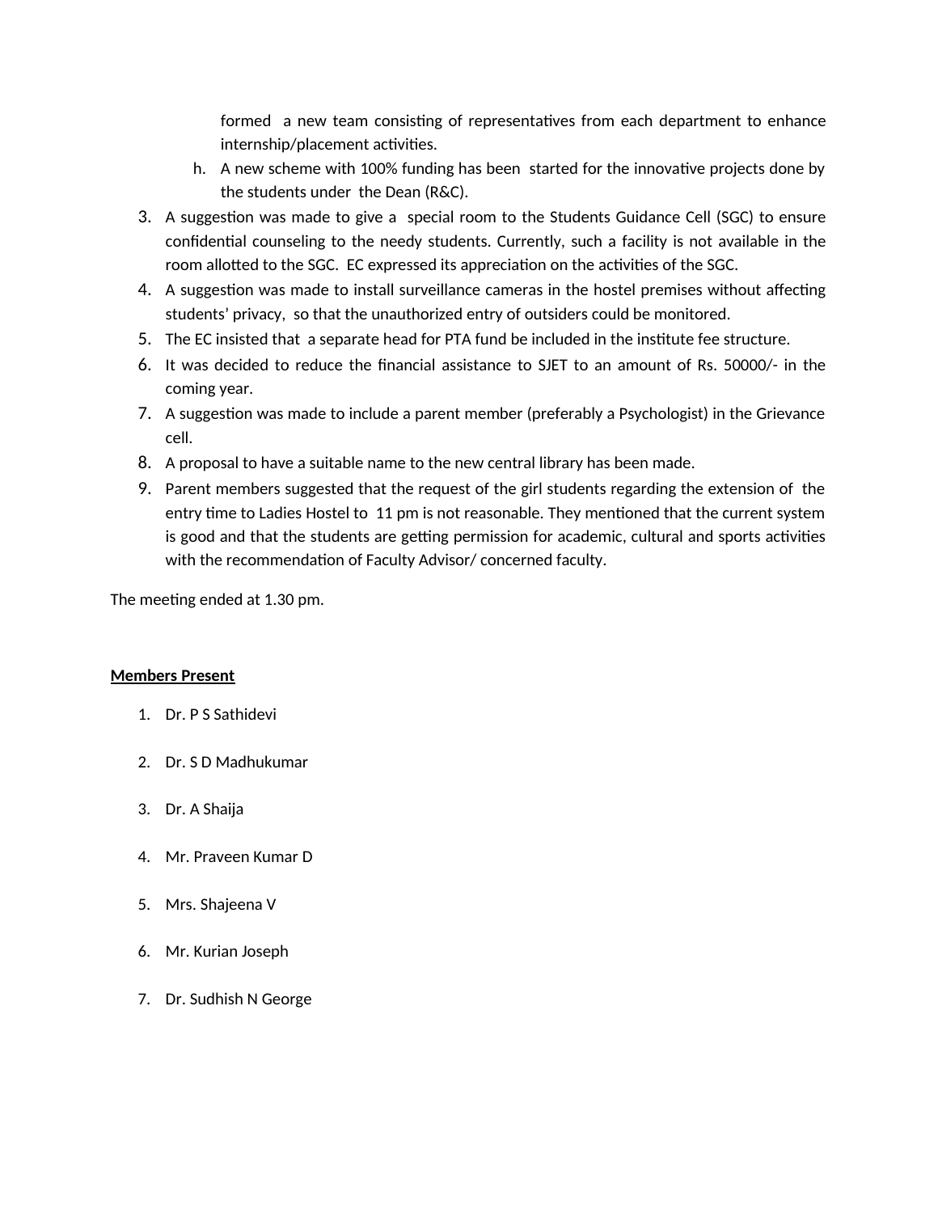formed a new team consisting of representatives from each department to enhance internship/placement activities.

h. A new scheme with 100% funding has been started for the innovative projects done by the students under the Dean (R&C).

3. A suggestion was made to give a special room to the Students Guidance Cell (SGC) to ensure confidential counseling to the needy students. Currently, such a facility is not available in the room allotted to the SGC. EC expressed its appreciation on the activities of the SGC.
4. A suggestion was made to install surveillance cameras in the hostel premises without affecting students' privacy, so that the unauthorized entry of outsiders could be monitored.
5. The EC insisted that a separate head for PTA fund be included in the institute fee structure.
6. It was decided to reduce the financial assistance to SJET to an amount of Rs. 50000/- in the coming year.
7. A suggestion was made to include a parent member (preferably a Psychologist) in the Grievance cell.
8. A proposal to have a suitable name to the new central library has been made.
9. Parent members suggested that the request of the girl students regarding the extension of the entry time to Ladies Hostel to 11 pm is not reasonable. They mentioned that the current system is good and that the students are getting permission for academic, cultural and sports activities with the recommendation of Faculty Advisor/ concerned faculty.

The meeting ended at 1.30 pm.

**Members Present**

1. Dr. P S Sathidevi
2. Dr. S D Madhukumar
3. Dr. A Shaija
4. Mr. Praveen Kumar D
5. Mrs. Shajeena V
6. Mr. Kurian Joseph
7. Dr. Sudhish N George